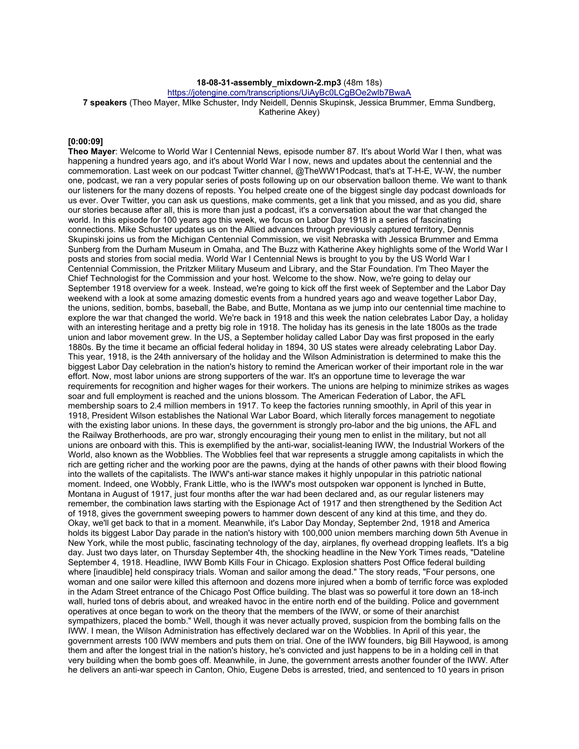**18-08-31-assembly_mixdown-2.mp3** (48m 18s)
https://jotengine.com/transcriptions/UiAyBc0LCgBOe2wlb7BwaA
**7 speakers** (Theo Mayer, MIke Schuster, Indy Neidell, Dennis Skupinsk, Jessica Brummer, Emma Sundberg, Katherine Akey)

**[0:00:09]**
**Theo Mayer**: Welcome to World War I Centennial News, episode number 87. It's about World War I then, what was happening a hundred years ago, and it's about World War I now, news and updates about the centennial and the commemoration. Last week on our podcast Twitter channel, @TheWW1Podcast, that's at T-H-E, W-W, the number one, podcast, we ran a very popular series of posts following up on our observation balloon theme. We want to thank our listeners for the many dozens of reposts. You helped create one of the biggest single day podcast downloads for us ever. Over Twitter, you can ask us questions, make comments, get a link that you missed, and as you did, share our stories because after all, this is more than just a podcast, it's a conversation about the war that changed the world. In this episode for 100 years ago this week, we focus on Labor Day 1918 in a series of fascinating connections. Mike Schuster updates us on the Allied advances through previously captured territory, Dennis Skupinski joins us from the Michigan Centennial Commission, we visit Nebraska with Jessica Brummer and Emma Sunberg from the Durham Museum in Omaha, and The Buzz with Katherine Akey highlights some of the World War I posts and stories from social media. World War I Centennial News is brought to you by the US World War I Centennial Commission, the Pritzker Military Museum and Library, and the Star Foundation. I'm Theo Mayer the Chief Technologist for the Commission and your host. Welcome to the show. Now, we're going to delay our September 1918 overview for a week. Instead, we're going to kick off the first week of September and the Labor Day weekend with a look at some amazing domestic events from a hundred years ago and weave together Labor Day, the unions, sedition, bombs, baseball, the Babe, and Butte, Montana as we jump into our centennial time machine to explore the war that changed the world. We're back in 1918 and this week the nation celebrates Labor Day, a holiday with an interesting heritage and a pretty big role in 1918. The holiday has its genesis in the late 1800s as the trade union and labor movement grew. In the US, a September holiday called Labor Day was first proposed in the early 1880s. By the time it became an official federal holiday in 1894, 30 US states were already celebrating Labor Day. This year, 1918, is the 24th anniversary of the holiday and the Wilson Administration is determined to make this the biggest Labor Day celebration in the nation's history to remind the American worker of their important role in the war effort. Now, most labor unions are strong supporters of the war. It's an opportune time to leverage the war requirements for recognition and higher wages for their workers. The unions are helping to minimize strikes as wages soar and full employment is reached and the unions blossom. The American Federation of Labor, the AFL membership soars to 2.4 million members in 1917. To keep the factories running smoothly, in April of this year in 1918, President Wilson establishes the National War Labor Board, which literally forces management to negotiate with the existing labor unions. In these days, the government is strongly pro-labor and the big unions, the AFL and the Railway Brotherhoods, are pro war, strongly encouraging their young men to enlist in the military, but not all unions are onboard with this. This is exemplified by the anti-war, socialist-leaning IWW, the Industrial Workers of the World, also known as the Wobblies. The Wobblies feel that war represents a struggle among capitalists in which the rich are getting richer and the working poor are the pawns, dying at the hands of other pawns with their blood flowing into the wallets of the capitalists. The IWW's anti-war stance makes it highly unpopular in this patriotic national moment. Indeed, one Wobbly, Frank Little, who is the IWW's most outspoken war opponent is lynched in Butte, Montana in August of 1917, just four months after the war had been declared and, as our regular listeners may remember, the combination laws starting with the Espionage Act of 1917 and then strengthened by the Sedition Act of 1918, gives the government sweeping powers to hammer down descent of any kind at this time, and they do. Okay, we'll get back to that in a moment. Meanwhile, it's Labor Day Monday, September 2nd, 1918 and America holds its biggest Labor Day parade in the nation's history with 100,000 union members marching down 5th Avenue in New York, while the most public, fascinating technology of the day, airplanes, fly overhead dropping leaflets. It's a big day. Just two days later, on Thursday September 4th, the shocking headline in the New York Times reads, "Dateline September 4, 1918. Headline, IWW Bomb Kills Four in Chicago. Explosion shatters Post Office federal building where [inaudible] held conspiracy trials. Woman and sailor among the dead." The story reads, "Four persons, one woman and one sailor were killed this afternoon and dozens more injured when a bomb of terrific force was exploded in the Adam Street entrance of the Chicago Post Office building. The blast was so powerful it tore down an 18-inch wall, hurled tons of debris about, and wreaked havoc in the entire north end of the building. Police and government operatives at once began to work on the theory that the members of the IWW, or some of their anarchist sympathizers, placed the bomb." Well, though it was never actually proved, suspicion from the bombing falls on the IWW. I mean, the Wilson Administration has effectively declared war on the Wobblies. In April of this year, the government arrests 100 IWW members and puts them on trial. One of the IWW founders, big Bill Haywood, is among them and after the longest trial in the nation's history, he's convicted and just happens to be in a holding cell in that very building when the bomb goes off. Meanwhile, in June, the government arrests another founder of the IWW. After he delivers an anti-war speech in Canton, Ohio, Eugene Debs is arrested, tried, and sentenced to 10 years in prison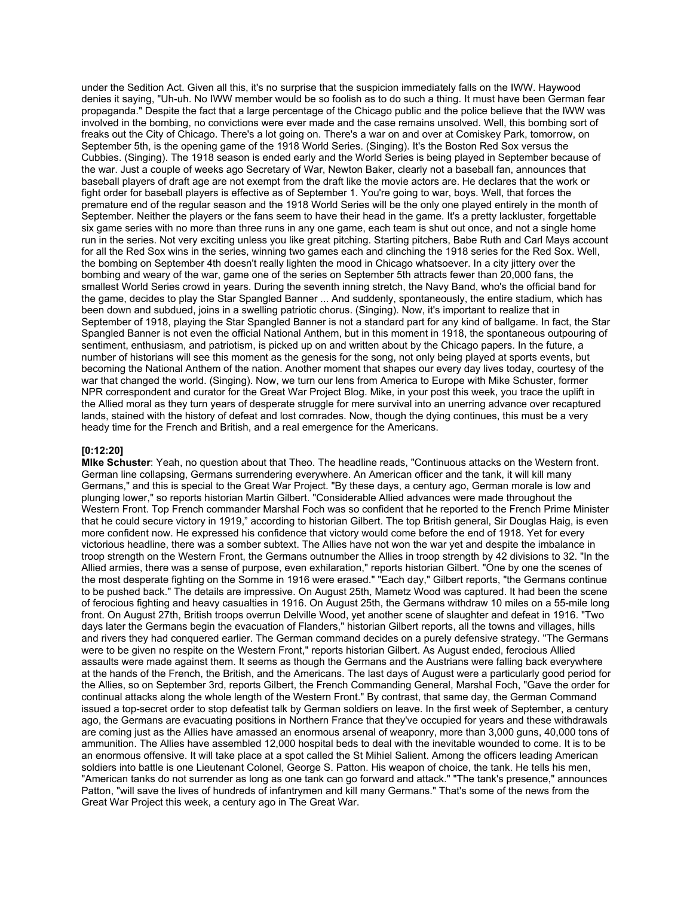under the Sedition Act. Given all this, it's no surprise that the suspicion immediately falls on the IWW. Haywood denies it saying, "Uh-uh. No IWW member would be so foolish as to do such a thing. It must have been German fear propaganda." Despite the fact that a large percentage of the Chicago public and the police believe that the IWW was involved in the bombing, no convictions were ever made and the case remains unsolved. Well, this bombing sort of freaks out the City of Chicago. There's a lot going on. There's a war on and over at Comiskey Park, tomorrow, on September 5th, is the opening game of the 1918 World Series. (Singing). It's the Boston Red Sox versus the Cubbies. (Singing). The 1918 season is ended early and the World Series is being played in September because of the war. Just a couple of weeks ago Secretary of War, Newton Baker, clearly not a baseball fan, announces that baseball players of draft age are not exempt from the draft like the movie actors are. He declares that the work or fight order for baseball players is effective as of September 1. You're going to war, boys. Well, that forces the premature end of the regular season and the 1918 World Series will be the only one played entirely in the month of September. Neither the players or the fans seem to have their head in the game. It's a pretty lackluster, forgettable six game series with no more than three runs in any one game, each team is shut out once, and not a single home run in the series. Not very exciting unless you like great pitching. Starting pitchers, Babe Ruth and Carl Mays account for all the Red Sox wins in the series, winning two games each and clinching the 1918 series for the Red Sox. Well, the bombing on September 4th doesn't really lighten the mood in Chicago whatsoever. In a city jittery over the bombing and weary of the war, game one of the series on September 5th attracts fewer than 20,000 fans, the smallest World Series crowd in years. During the seventh inning stretch, the Navy Band, who's the official band for the game, decides to play the Star Spangled Banner ... And suddenly, spontaneously, the entire stadium, which has been down and subdued, joins in a swelling patriotic chorus. (Singing). Now, it's important to realize that in September of 1918, playing the Star Spangled Banner is not a standard part for any kind of ballgame. In fact, the Star Spangled Banner is not even the official National Anthem, but in this moment in 1918, the spontaneous outpouring of sentiment, enthusiasm, and patriotism, is picked up on and written about by the Chicago papers. In the future, a number of historians will see this moment as the genesis for the song, not only being played at sports events, but becoming the National Anthem of the nation. Another moment that shapes our every day lives today, courtesy of the war that changed the world. (Singing). Now, we turn our lens from America to Europe with Mike Schuster, former NPR correspondent and curator for the Great War Project Blog. Mike, in your post this week, you trace the uplift in the Allied moral as they turn years of desperate struggle for mere survival into an unerring advance over recaptured lands, stained with the history of defeat and lost comrades. Now, though the dying continues, this must be a very heady time for the French and British, and a real emergence for the Americans.

**[0:12:20]**

**MIke Schuster**: Yeah, no question about that Theo. The headline reads, "Continuous attacks on the Western front. German line collapsing, Germans surrendering everywhere. An American officer and the tank, it will kill many Germans," and this is special to the Great War Project. "By these days, a century ago, German morale is low and plunging lower," so reports historian Martin Gilbert. "Considerable Allied advances were made throughout the Western Front. Top French commander Marshal Foch was so confident that he reported to the French Prime Minister that he could secure victory in 1919," according to historian Gilbert. The top British general, Sir Douglas Haig, is even more confident now. He expressed his confidence that victory would come before the end of 1918. Yet for every victorious headline, there was a somber subtext. The Allies have not won the war yet and despite the imbalance in troop strength on the Western Front, the Germans outnumber the Allies in troop strength by 42 divisions to 32. "In the Allied armies, there was a sense of purpose, even exhilaration," reports historian Gilbert. "One by one the scenes of the most desperate fighting on the Somme in 1916 were erased." "Each day," Gilbert reports, "the Germans continue to be pushed back." The details are impressive. On August 25th, Mametz Wood was captured. It had been the scene of ferocious fighting and heavy casualties in 1916. On August 25th, the Germans withdraw 10 miles on a 55-mile long front. On August 27th, British troops overrun Delville Wood, yet another scene of slaughter and defeat in 1916. "Two days later the Germans begin the evacuation of Flanders," historian Gilbert reports, all the towns and villages, hills and rivers they had conquered earlier. The German command decides on a purely defensive strategy. "The Germans were to be given no respite on the Western Front," reports historian Gilbert. As August ended, ferocious Allied assaults were made against them. It seems as though the Germans and the Austrians were falling back everywhere at the hands of the French, the British, and the Americans. The last days of August were a particularly good period for the Allies, so on September 3rd, reports Gilbert, the French Commanding General, Marshal Foch, "Gave the order for continual attacks along the whole length of the Western Front." By contrast, that same day, the German Command issued a top-secret order to stop defeatist talk by German soldiers on leave. In the first week of September, a century ago, the Germans are evacuating positions in Northern France that they've occupied for years and these withdrawals are coming just as the Allies have amassed an enormous arsenal of weaponry, more than 3,000 guns, 40,000 tons of ammunition. The Allies have assembled 12,000 hospital beds to deal with the inevitable wounded to come. It is to be an enormous offensive. It will take place at a spot called the St Mihiel Salient. Among the officers leading American soldiers into battle is one Lieutenant Colonel, George S. Patton. His weapon of choice, the tank. He tells his men, "American tanks do not surrender as long as one tank can go forward and attack." "The tank's presence," announces Patton, "will save the lives of hundreds of infantrymen and kill many Germans." That's some of the news from the Great War Project this week, a century ago in The Great War.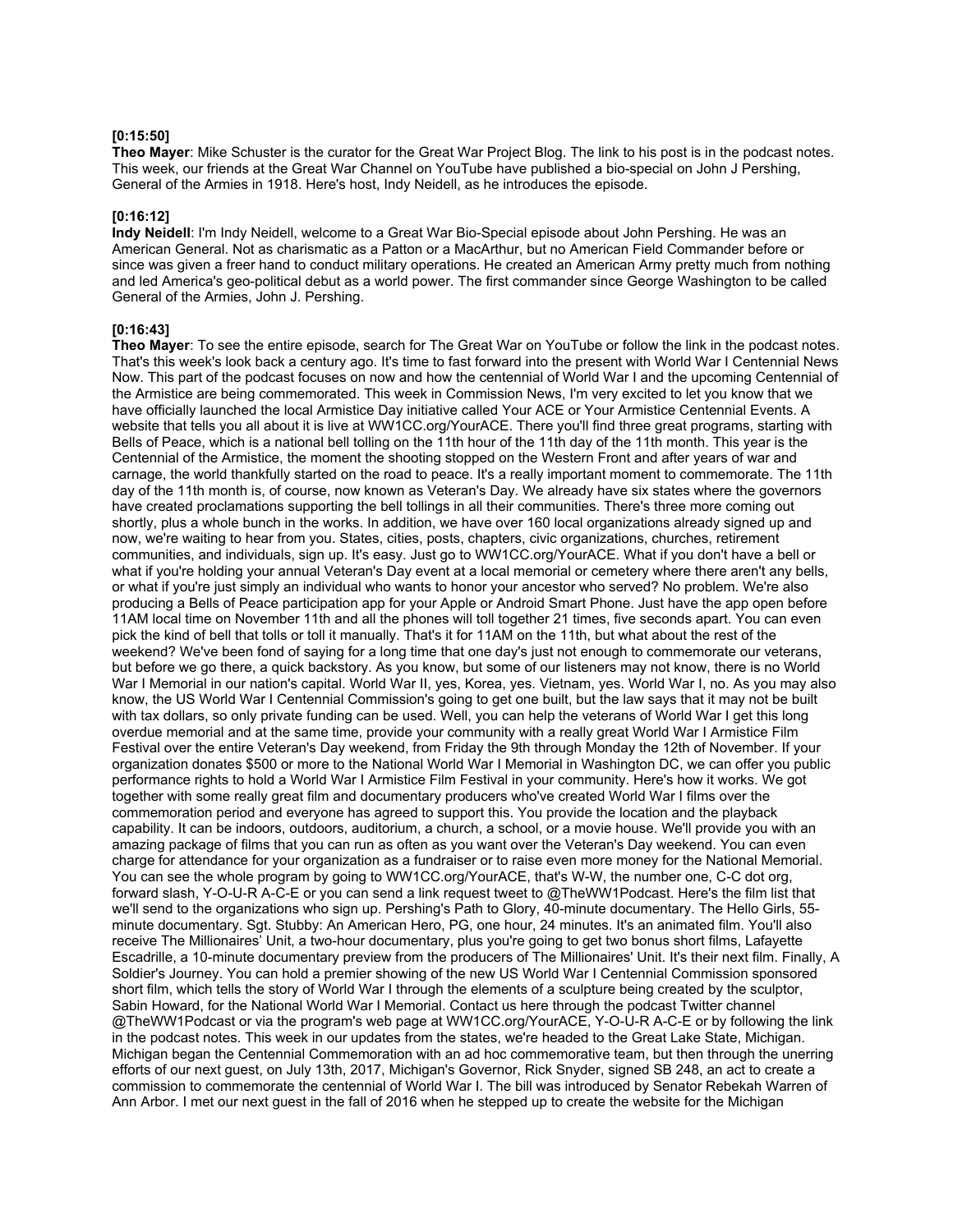**[0:15:50]**
**Theo Mayer**: Mike Schuster is the curator for the Great War Project Blog. The link to his post is in the podcast notes. This week, our friends at the Great War Channel on YouTube have published a bio-special on John J Pershing, General of the Armies in 1918. Here's host, Indy Neidell, as he introduces the episode.

**[0:16:12]**
**Indy Neidell**: I'm Indy Neidell, welcome to a Great War Bio-Special episode about John Pershing. He was an American General. Not as charismatic as a Patton or a MacArthur, but no American Field Commander before or since was given a freer hand to conduct military operations. He created an American Army pretty much from nothing and led America's geo-political debut as a world power. The first commander since George Washington to be called General of the Armies, John J. Pershing.

**[0:16:43]**
**Theo Mayer**: To see the entire episode, search for The Great War on YouTube or follow the link in the podcast notes. That's this week's look back a century ago. It's time to fast forward into the present with World War I Centennial News Now. This part of the podcast focuses on now and how the centennial of World War I and the upcoming Centennial of the Armistice are being commemorated. This week in Commission News, I'm very excited to let you know that we have officially launched the local Armistice Day initiative called Your ACE or Your Armistice Centennial Events. A website that tells you all about it is live at WW1CC.org/YourACE. There you'll find three great programs, starting with Bells of Peace, which is a national bell tolling on the 11th hour of the 11th day of the 11th month. This year is the Centennial of the Armistice, the moment the shooting stopped on the Western Front and after years of war and carnage, the world thankfully started on the road to peace. It's a really important moment to commemorate. The 11th day of the 11th month is, of course, now known as Veteran's Day. We already have six states where the governors have created proclamations supporting the bell tollings in all their communities. There's three more coming out shortly, plus a whole bunch in the works. In addition, we have over 160 local organizations already signed up and now, we're waiting to hear from you. States, cities, posts, chapters, civic organizations, churches, retirement communities, and individuals, sign up. It's easy. Just go to WW1CC.org/YourACE. What if you don't have a bell or what if you're holding your annual Veteran's Day event at a local memorial or cemetery where there aren't any bells, or what if you're just simply an individual who wants to honor your ancestor who served? No problem. We're also producing a Bells of Peace participation app for your Apple or Android Smart Phone. Just have the app open before 11AM local time on November 11th and all the phones will toll together 21 times, five seconds apart. You can even pick the kind of bell that tolls or toll it manually. That's it for 11AM on the 11th, but what about the rest of the weekend? We've been fond of saying for a long time that one day's just not enough to commemorate our veterans, but before we go there, a quick backstory. As you know, but some of our listeners may not know, there is no World War I Memorial in our nation's capital. World War II, yes, Korea, yes. Vietnam, yes. World War I, no. As you may also know, the US World War I Centennial Commission's going to get one built, but the law says that it may not be built with tax dollars, so only private funding can be used. Well, you can help the veterans of World War I get this long overdue memorial and at the same time, provide your community with a really great World War I Armistice Film Festival over the entire Veteran's Day weekend, from Friday the 9th through Monday the 12th of November. If your organization donates $500 or more to the National World War I Memorial in Washington DC, we can offer you public performance rights to hold a World War I Armistice Film Festival in your community. Here's how it works. We got together with some really great film and documentary producers who've created World War I films over the commemoration period and everyone has agreed to support this. You provide the location and the playback capability. It can be indoors, outdoors, auditorium, a church, a school, or a movie house. We'll provide you with an amazing package of films that you can run as often as you want over the Veteran's Day weekend. You can even charge for attendance for your organization as a fundraiser or to raise even more money for the National Memorial. You can see the whole program by going to WW1CC.org/YourACE, that's W-W, the number one, C-C dot org, forward slash, Y-O-U-R A-C-E or you can send a link request tweet to @TheWW1Podcast. Here's the film list that we'll send to the organizations who sign up. Pershing's Path to Glory, 40-minute documentary. The Hello Girls, 55-minute documentary. Sgt. Stubby: An American Hero, PG, one hour, 24 minutes. It's an animated film. You'll also receive The Millionaires' Unit, a two-hour documentary, plus you're going to get two bonus short films, Lafayette Escadrille, a 10-minute documentary preview from the producers of The Millionaires' Unit. It's their next film. Finally, A Soldier's Journey. You can hold a premier showing of the new US World War I Centennial Commission sponsored short film, which tells the story of World War I through the elements of a sculpture being created by the sculptor, Sabin Howard, for the National World War I Memorial. Contact us here through the podcast Twitter channel @TheWW1Podcast or via the program's web page at WW1CC.org/YourACE, Y-O-U-R A-C-E or by following the link in the podcast notes. This week in our updates from the states, we're headed to the Great Lake State, Michigan. Michigan began the Centennial Commemoration with an ad hoc commemorative team, but then through the unerring efforts of our next guest, on July 13th, 2017, Michigan's Governor, Rick Snyder, signed SB 248, an act to create a commission to commemorate the centennial of World War I. The bill was introduced by Senator Rebekah Warren of Ann Arbor. I met our next guest in the fall of 2016 when he stepped up to create the website for the Michigan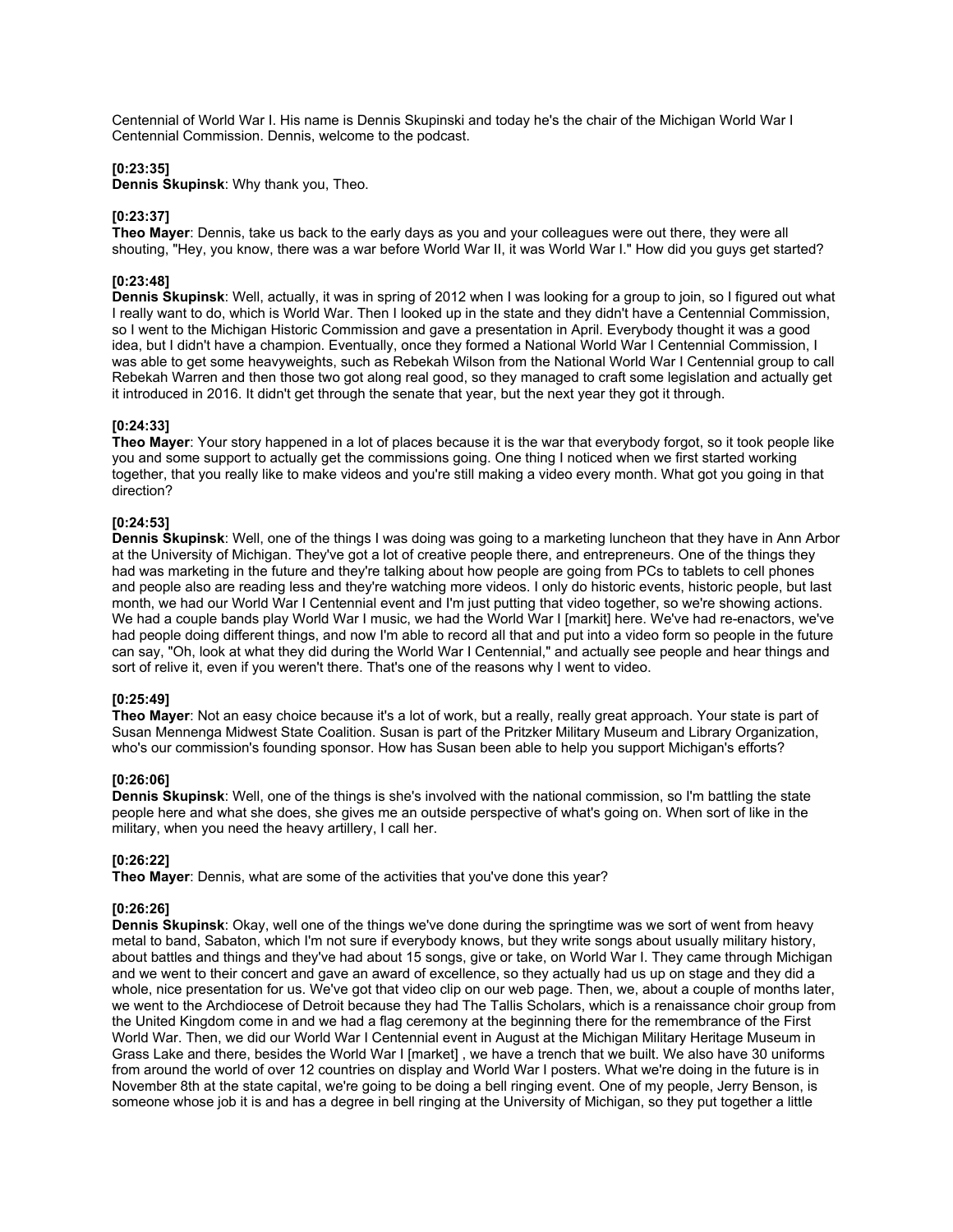Centennial of World War I. His name is Dennis Skupinski and today he's the chair of the Michigan World War I Centennial Commission. Dennis, welcome to the podcast.

**[0:23:35]**
**Dennis Skupinsk**: Why thank you, Theo.

**[0:23:37]**
**Theo Mayer**: Dennis, take us back to the early days as you and your colleagues were out there, they were all shouting, "Hey, you know, there was a war before World War II, it was World War I." How did you guys get started?

**[0:23:48]**
**Dennis Skupinsk**: Well, actually, it was in spring of 2012 when I was looking for a group to join, so I figured out what I really want to do, which is World War. Then I looked up in the state and they didn't have a Centennial Commission, so I went to the Michigan Historic Commission and gave a presentation in April. Everybody thought it was a good idea, but I didn't have a champion. Eventually, once they formed a National World War I Centennial Commission, I was able to get some heavyweights, such as Rebekah Wilson from the National World War I Centennial group to call Rebekah Warren and then those two got along real good, so they managed to craft some legislation and actually get it introduced in 2016. It didn't get through the senate that year, but the next year they got it through.

**[0:24:33]**
**Theo Mayer**: Your story happened in a lot of places because it is the war that everybody forgot, so it took people like you and some support to actually get the commissions going. One thing I noticed when we first started working together, that you really like to make videos and you're still making a video every month. What got you going in that direction?

**[0:24:53]**
**Dennis Skupinsk**: Well, one of the things I was doing was going to a marketing luncheon that they have in Ann Arbor at the University of Michigan. They've got a lot of creative people there, and entrepreneurs. One of the things they had was marketing in the future and they're talking about how people are going from PCs to tablets to cell phones and people also are reading less and they're watching more videos. I only do historic events, historic people, but last month, we had our World War I Centennial event and I'm just putting that video together, so we're showing actions. We had a couple bands play World War I music, we had the World War I [markit] here. We've had re-enactors, we've had people doing different things, and now I'm able to record all that and put into a video form so people in the future can say, "Oh, look at what they did during the World War I Centennial," and actually see people and hear things and sort of relive it, even if you weren't there. That's one of the reasons why I went to video.

**[0:25:49]**
**Theo Mayer**: Not an easy choice because it's a lot of work, but a really, really great approach. Your state is part of Susan Mennenga Midwest State Coalition. Susan is part of the Pritzker Military Museum and Library Organization, who's our commission's founding sponsor. How has Susan been able to help you support Michigan's efforts?

**[0:26:06]**
**Dennis Skupinsk**: Well, one of the things is she's involved with the national commission, so I'm battling the state people here and what she does, she gives me an outside perspective of what's going on. When sort of like in the military, when you need the heavy artillery, I call her.

**[0:26:22]**
**Theo Mayer**: Dennis, what are some of the activities that you've done this year?

**[0:26:26]**
**Dennis Skupinsk**: Okay, well one of the things we've done during the springtime was we sort of went from heavy metal to band, Sabaton, which I'm not sure if everybody knows, but they write songs about usually military history, about battles and things and they've had about 15 songs, give or take, on World War I. They came through Michigan and we went to their concert and gave an award of excellence, so they actually had us up on stage and they did a whole, nice presentation for us. We've got that video clip on our web page. Then, we, about a couple of months later, we went to the Archdiocese of Detroit because they had The Tallis Scholars, which is a renaissance choir group from the United Kingdom come in and we had a flag ceremony at the beginning there for the remembrance of the First World War. Then, we did our World War I Centennial event in August at the Michigan Military Heritage Museum in Grass Lake and there, besides the World War I [market] , we have a trench that we built. We also have 30 uniforms from around the world of over 12 countries on display and World War I posters. What we're doing in the future is in November 8th at the state capital, we're going to be doing a bell ringing event. One of my people, Jerry Benson, is someone whose job it is and has a degree in bell ringing at the University of Michigan, so they put together a little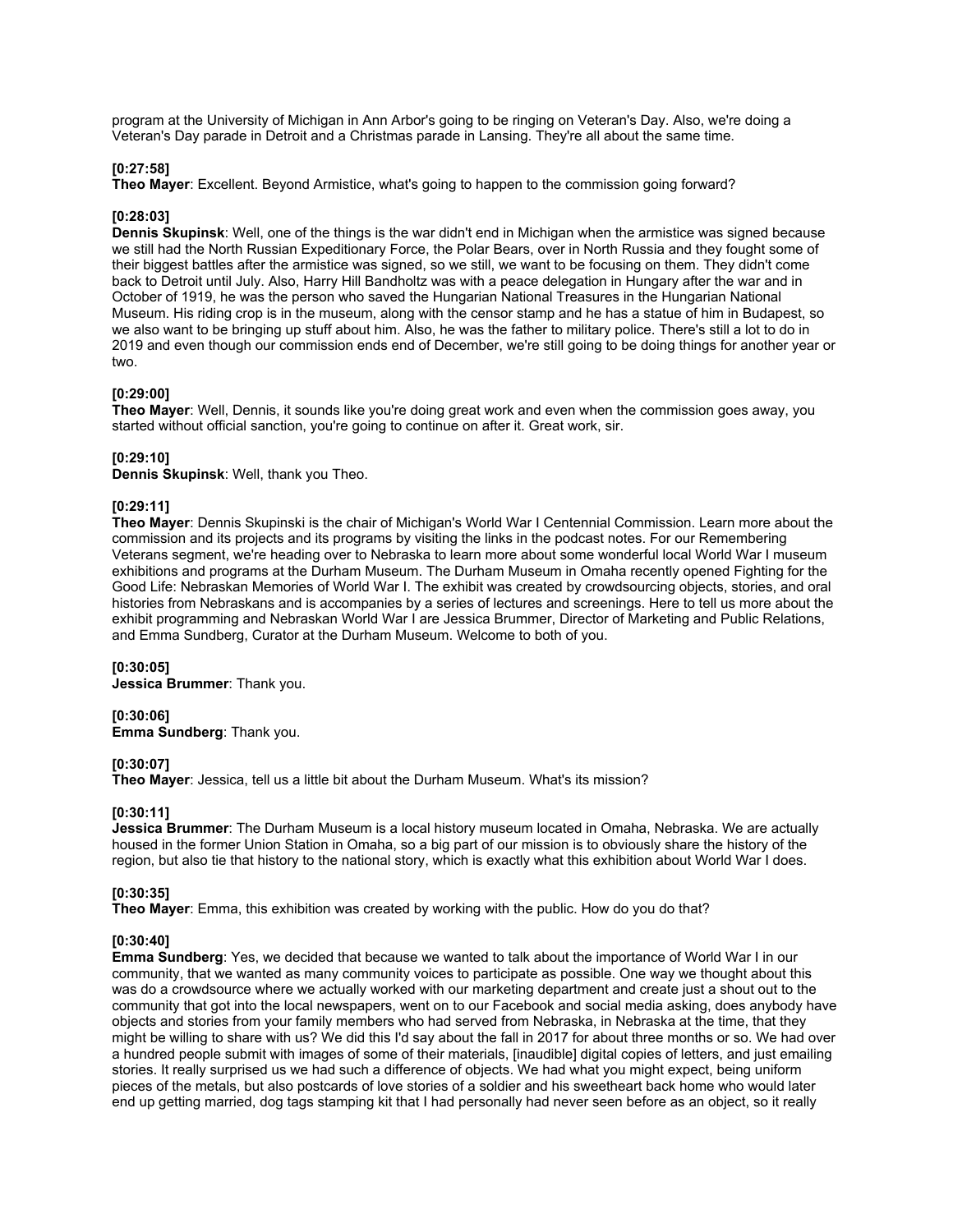program at the University of Michigan in Ann Arbor's going to be ringing on Veteran's Day. Also, we're doing a Veteran's Day parade in Detroit and a Christmas parade in Lansing. They're all about the same time.

**[0:27:58]**
**Theo Mayer**: Excellent. Beyond Armistice, what's going to happen to the commission going forward?

**[0:28:03]**
**Dennis Skupinsk**: Well, one of the things is the war didn't end in Michigan when the armistice was signed because we still had the North Russian Expeditionary Force, the Polar Bears, over in North Russia and they fought some of their biggest battles after the armistice was signed, so we still, we want to be focusing on them. They didn't come back to Detroit until July. Also, Harry Hill Bandholtz was with a peace delegation in Hungary after the war and in October of 1919, he was the person who saved the Hungarian National Treasures in the Hungarian National Museum. His riding crop is in the museum, along with the censor stamp and he has a statue of him in Budapest, so we also want to be bringing up stuff about him. Also, he was the father to military police. There's still a lot to do in 2019 and even though our commission ends end of December, we're still going to be doing things for another year or two.

**[0:29:00]**
**Theo Mayer**: Well, Dennis, it sounds like you're doing great work and even when the commission goes away, you started without official sanction, you're going to continue on after it. Great work, sir.

**[0:29:10]**
**Dennis Skupinsk**: Well, thank you Theo.

**[0:29:11]**
**Theo Mayer**: Dennis Skupinski is the chair of Michigan's World War I Centennial Commission. Learn more about the commission and its projects and its programs by visiting the links in the podcast notes. For our Remembering Veterans segment, we're heading over to Nebraska to learn more about some wonderful local World War I museum exhibitions and programs at the Durham Museum. The Durham Museum in Omaha recently opened Fighting for the Good Life: Nebraskan Memories of World War I. The exhibit was created by crowdsourcing objects, stories, and oral histories from Nebraskans and is accompanies by a series of lectures and screenings. Here to tell us more about the exhibit programming and Nebraskan World War I are Jessica Brummer, Director of Marketing and Public Relations, and Emma Sundberg, Curator at the Durham Museum. Welcome to both of you.

**[0:30:05]**
**Jessica Brummer**: Thank you.

**[0:30:06]**
**Emma Sundberg**: Thank you.

**[0:30:07]**
**Theo Mayer**: Jessica, tell us a little bit about the Durham Museum. What's its mission?

**[0:30:11]**
**Jessica Brummer**: The Durham Museum is a local history museum located in Omaha, Nebraska. We are actually housed in the former Union Station in Omaha, so a big part of our mission is to obviously share the history of the region, but also tie that history to the national story, which is exactly what this exhibition about World War I does.

**[0:30:35]**
**Theo Mayer**: Emma, this exhibition was created by working with the public. How do you do that?

**[0:30:40]**
**Emma Sundberg**: Yes, we decided that because we wanted to talk about the importance of World War I in our community, that we wanted as many community voices to participate as possible. One way we thought about this was do a crowdsource where we actually worked with our marketing department and create just a shout out to the community that got into the local newspapers, went on to our Facebook and social media asking, does anybody have objects and stories from your family members who had served from Nebraska, in Nebraska at the time, that they might be willing to share with us? We did this I'd say about the fall in 2017 for about three months or so. We had over a hundred people submit with images of some of their materials, [inaudible] digital copies of letters, and just emailing stories. It really surprised us we had such a difference of objects. We had what you might expect, being uniform pieces of the metals, but also postcards of love stories of a soldier and his sweetheart back home who would later end up getting married, dog tags stamping kit that I had personally had never seen before as an object, so it really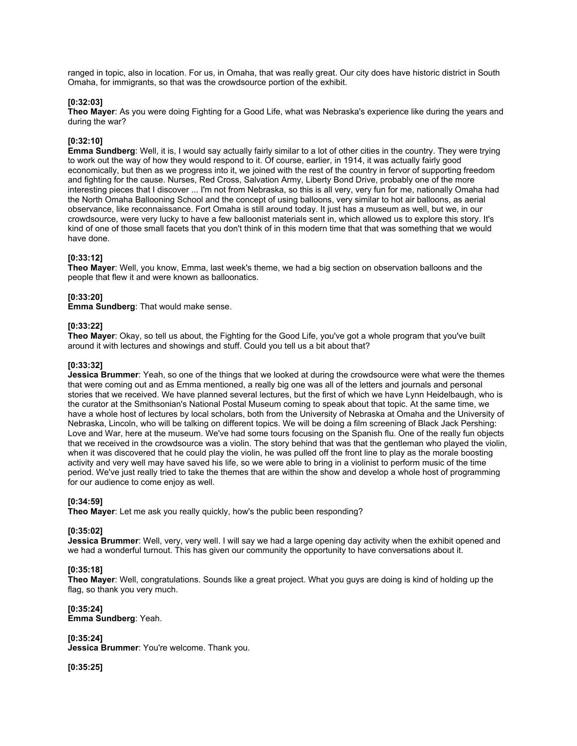ranged in topic, also in location. For us, in Omaha, that was really great. Our city does have historic district in South Omaha, for immigrants, so that was the crowdsource portion of the exhibit.

**[0:32:03]**
**Theo Mayer**: As you were doing Fighting for a Good Life, what was Nebraska's experience like during the years and during the war?

**[0:32:10]**
**Emma Sundberg**: Well, it is, I would say actually fairly similar to a lot of other cities in the country. They were trying to work out the way of how they would respond to it. Of course, earlier, in 1914, it was actually fairly good economically, but then as we progress into it, we joined with the rest of the country in fervor of supporting freedom and fighting for the cause. Nurses, Red Cross, Salvation Army, Liberty Bond Drive, probably one of the more interesting pieces that I discover ... I'm not from Nebraska, so this is all very, very fun for me, nationally Omaha had the North Omaha Ballooning School and the concept of using balloons, very similar to hot air balloons, as aerial observance, like reconnaissance. Fort Omaha is still around today. It just has a museum as well, but we, in our crowdsource, were very lucky to have a few balloonist materials sent in, which allowed us to explore this story. It's kind of one of those small facets that you don't think of in this modern time that that was something that we would have done.

**[0:33:12]**
**Theo Mayer**: Well, you know, Emma, last week's theme, we had a big section on observation balloons and the people that flew it and were known as balloonatics.

**[0:33:20]**
**Emma Sundberg**: That would make sense.

**[0:33:22]**
**Theo Mayer**: Okay, so tell us about, the Fighting for the Good Life, you've got a whole program that you've built around it with lectures and showings and stuff. Could you tell us a bit about that?

**[0:33:32]**
**Jessica Brummer**: Yeah, so one of the things that we looked at during the crowdsource were what were the themes that were coming out and as Emma mentioned, a really big one was all of the letters and journals and personal stories that we received. We have planned several lectures, but the first of which we have Lynn Heidelbaugh, who is the curator at the Smithsonian's National Postal Museum coming to speak about that topic. At the same time, we have a whole host of lectures by local scholars, both from the University of Nebraska at Omaha and the University of Nebraska, Lincoln, who will be talking on different topics. We will be doing a film screening of Black Jack Pershing: Love and War, here at the museum. We've had some tours focusing on the Spanish flu. One of the really fun objects that we received in the crowdsource was a violin. The story behind that was that the gentleman who played the violin, when it was discovered that he could play the violin, he was pulled off the front line to play as the morale boosting activity and very well may have saved his life, so we were able to bring in a violinist to perform music of the time period. We've just really tried to take the themes that are within the show and develop a whole host of programming for our audience to come enjoy as well.

**[0:34:59]**
**Theo Mayer**: Let me ask you really quickly, how's the public been responding?

**[0:35:02]**
**Jessica Brummer**: Well, very, very well. I will say we had a large opening day activity when the exhibit opened and we had a wonderful turnout. This has given our community the opportunity to have conversations about it.

**[0:35:18]**
**Theo Mayer**: Well, congratulations. Sounds like a great project. What you guys are doing is kind of holding up the flag, so thank you very much.

**[0:35:24]**
**Emma Sundberg**: Yeah.

**[0:35:24]**
**Jessica Brummer**: You're welcome. Thank you.

**[0:35:25]**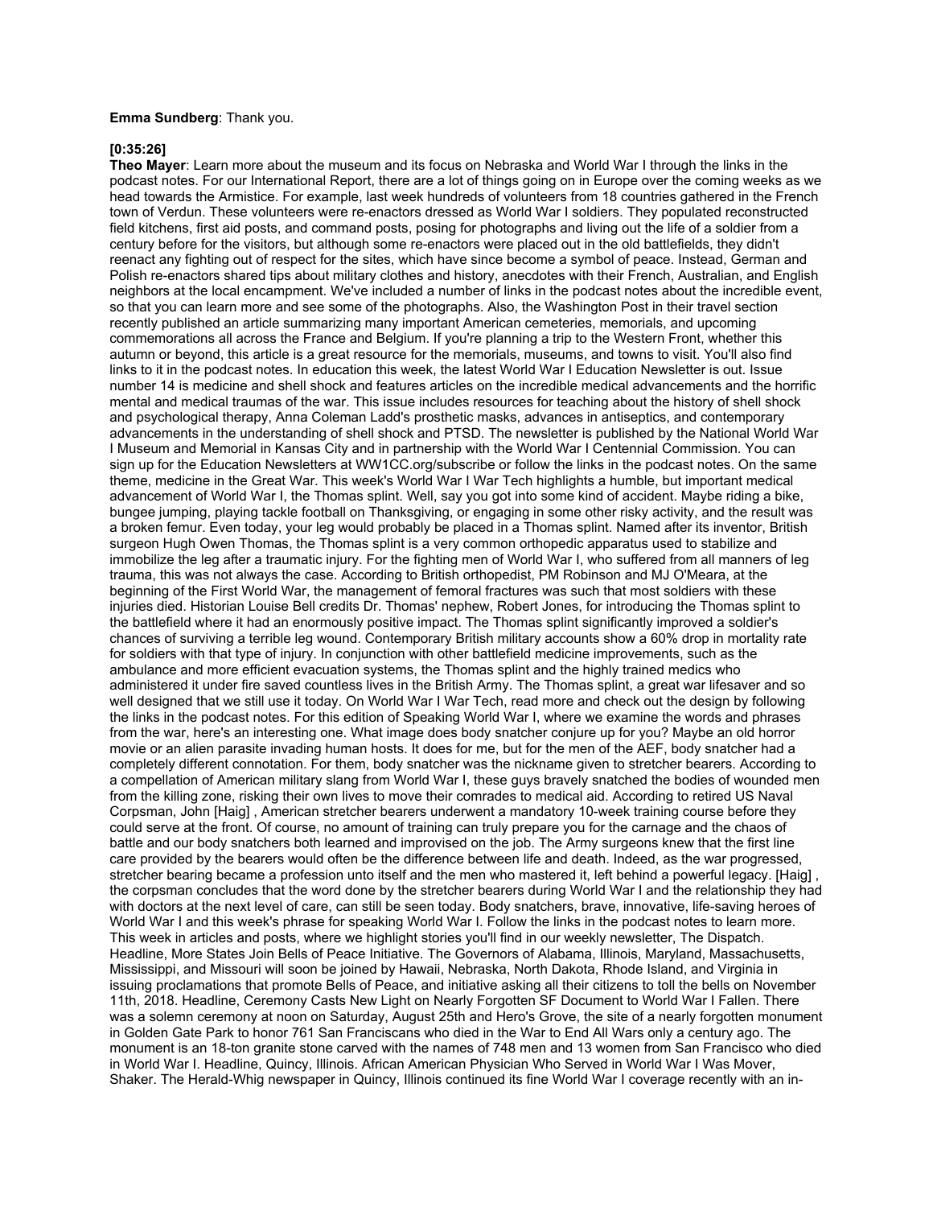**Emma Sundberg**: Thank you.

**[0:35:26]**

**Theo Mayer**: Learn more about the museum and its focus on Nebraska and World War I through the links in the podcast notes. For our International Report, there are a lot of things going on in Europe over the coming weeks as we head towards the Armistice. For example, last week hundreds of volunteers from 18 countries gathered in the French town of Verdun. These volunteers were re-enactors dressed as World War I soldiers. They populated reconstructed field kitchens, first aid posts, and command posts, posing for photographs and living out the life of a soldier from a century before for the visitors, but although some re-enactors were placed out in the old battlefields, they didn't reenact any fighting out of respect for the sites, which have since become a symbol of peace. Instead, German and Polish re-enactors shared tips about military clothes and history, anecdotes with their French, Australian, and English neighbors at the local encampment. We've included a number of links in the podcast notes about the incredible event, so that you can learn more and see some of the photographs. Also, the Washington Post in their travel section recently published an article summarizing many important American cemeteries, memorials, and upcoming commemorations all across the France and Belgium. If you're planning a trip to the Western Front, whether this autumn or beyond, this article is a great resource for the memorials, museums, and towns to visit. You'll also find links to it in the podcast notes. In education this week, the latest World War I Education Newsletter is out. Issue number 14 is medicine and shell shock and features articles on the incredible medical advancements and the horrific mental and medical traumas of the war. This issue includes resources for teaching about the history of shell shock and psychological therapy, Anna Coleman Ladd's prosthetic masks, advances in antiseptics, and contemporary advancements in the understanding of shell shock and PTSD. The newsletter is published by the National World War I Museum and Memorial in Kansas City and in partnership with the World War I Centennial Commission. You can sign up for the Education Newsletters at WW1CC.org/subscribe or follow the links in the podcast notes. On the same theme, medicine in the Great War. This week's World War I War Tech highlights a humble, but important medical advancement of World War I, the Thomas splint. Well, say you got into some kind of accident. Maybe riding a bike, bungee jumping, playing tackle football on Thanksgiving, or engaging in some other risky activity, and the result was a broken femur. Even today, your leg would probably be placed in a Thomas splint. Named after its inventor, British surgeon Hugh Owen Thomas, the Thomas splint is a very common orthopedic apparatus used to stabilize and immobilize the leg after a traumatic injury. For the fighting men of World War I, who suffered from all manners of leg trauma, this was not always the case. According to British orthopedist, PM Robinson and MJ O'Meara, at the beginning of the First World War, the management of femoral fractures was such that most soldiers with these injuries died. Historian Louise Bell credits Dr. Thomas' nephew, Robert Jones, for introducing the Thomas splint to the battlefield where it had an enormously positive impact. The Thomas splint significantly improved a soldier's chances of surviving a terrible leg wound. Contemporary British military accounts show a 60% drop in mortality rate for soldiers with that type of injury. In conjunction with other battlefield medicine improvements, such as the ambulance and more efficient evacuation systems, the Thomas splint and the highly trained medics who administered it under fire saved countless lives in the British Army. The Thomas splint, a great war lifesaver and so well designed that we still use it today. On World War I War Tech, read more and check out the design by following the links in the podcast notes. For this edition of Speaking World War I, where we examine the words and phrases from the war, here's an interesting one. What image does body snatcher conjure up for you? Maybe an old horror movie or an alien parasite invading human hosts. It does for me, but for the men of the AEF, body snatcher had a completely different connotation. For them, body snatcher was the nickname given to stretcher bearers. According to a compellation of American military slang from World War I, these guys bravely snatched the bodies of wounded men from the killing zone, risking their own lives to move their comrades to medical aid. According to retired US Naval Corpsman, John [Haig] , American stretcher bearers underwent a mandatory 10-week training course before they could serve at the front. Of course, no amount of training can truly prepare you for the carnage and the chaos of battle and our body snatchers both learned and improvised on the job. The Army surgeons knew that the first line care provided by the bearers would often be the difference between life and death. Indeed, as the war progressed, stretcher bearing became a profession unto itself and the men who mastered it, left behind a powerful legacy. [Haig] , the corpsman concludes that the word done by the stretcher bearers during World War I and the relationship they had with doctors at the next level of care, can still be seen today. Body snatchers, brave, innovative, life-saving heroes of World War I and this week's phrase for speaking World War I. Follow the links in the podcast notes to learn more. This week in articles and posts, where we highlight stories you'll find in our weekly newsletter, The Dispatch. Headline, More States Join Bells of Peace Initiative. The Governors of Alabama, Illinois, Maryland, Massachusetts, Mississippi, and Missouri will soon be joined by Hawaii, Nebraska, North Dakota, Rhode Island, and Virginia in issuing proclamations that promote Bells of Peace, and initiative asking all their citizens to toll the bells on November 11th, 2018. Headline, Ceremony Casts New Light on Nearly Forgotten SF Document to World War I Fallen. There was a solemn ceremony at noon on Saturday, August 25th and Hero's Grove, the site of a nearly forgotten monument in Golden Gate Park to honor 761 San Franciscans who died in the War to End All Wars only a century ago. The monument is an 18-ton granite stone carved with the names of 748 men and 13 women from San Francisco who died in World War I. Headline, Quincy, Illinois. African American Physician Who Served in World War I Was Mover, Shaker. The Herald-Whig newspaper in Quincy, Illinois continued its fine World War I coverage recently with an in-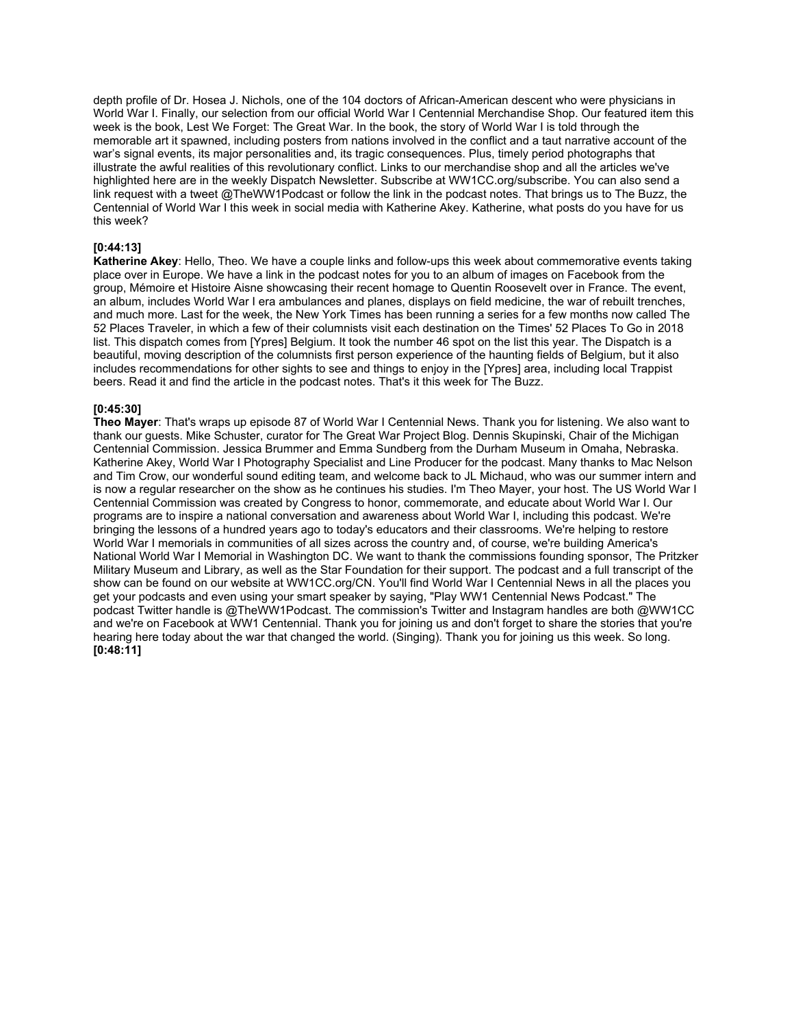depth profile of Dr. Hosea J. Nichols, one of the 104 doctors of African-American descent who were physicians in World War I. Finally, our selection from our official World War I Centennial Merchandise Shop. Our featured item this week is the book, Lest We Forget: The Great War. In the book, the story of World War I is told through the memorable art it spawned, including posters from nations involved in the conflict and a taut narrative account of the war's signal events, its major personalities and, its tragic consequences. Plus, timely period photographs that illustrate the awful realities of this revolutionary conflict. Links to our merchandise shop and all the articles we've highlighted here are in the weekly Dispatch Newsletter. Subscribe at WW1CC.org/subscribe. You can also send a link request with a tweet @TheWW1Podcast or follow the link in the podcast notes. That brings us to The Buzz, the Centennial of World War I this week in social media with Katherine Akey. Katherine, what posts do you have for us this week?

**[0:44:13]**
**Katherine Akey**: Hello, Theo. We have a couple links and follow-ups this week about commemorative events taking place over in Europe. We have a link in the podcast notes for you to an album of images on Facebook from the group, Mémoire et Histoire Aisne showcasing their recent homage to Quentin Roosevelt over in France. The event, an album, includes World War I era ambulances and planes, displays on field medicine, the war of rebuilt trenches, and much more. Last for the week, the New York Times has been running a series for a few months now called The 52 Places Traveler, in which a few of their columnists visit each destination on the Times' 52 Places To Go in 2018 list. This dispatch comes from [Ypres] Belgium. It took the number 46 spot on the list this year. The Dispatch is a beautiful, moving description of the columnists first person experience of the haunting fields of Belgium, but it also includes recommendations for other sights to see and things to enjoy in the [Ypres] area, including local Trappist beers. Read it and find the article in the podcast notes. That's it this week for The Buzz.

**[0:45:30]**
**Theo Mayer**: That's wraps up episode 87 of World War I Centennial News. Thank you for listening. We also want to thank our guests. Mike Schuster, curator for The Great War Project Blog. Dennis Skupinski, Chair of the Michigan Centennial Commission. Jessica Brummer and Emma Sundberg from the Durham Museum in Omaha, Nebraska. Katherine Akey, World War I Photography Specialist and Line Producer for the podcast. Many thanks to Mac Nelson and Tim Crow, our wonderful sound editing team, and welcome back to JL Michaud, who was our summer intern and is now a regular researcher on the show as he continues his studies. I'm Theo Mayer, your host. The US World War I Centennial Commission was created by Congress to honor, commemorate, and educate about World War I. Our programs are to inspire a national conversation and awareness about World War I, including this podcast. We're bringing the lessons of a hundred years ago to today's educators and their classrooms. We're helping to restore World War I memorials in communities of all sizes across the country and, of course, we're building America's National World War I Memorial in Washington DC. We want to thank the commissions founding sponsor, The Pritzker Military Museum and Library, as well as the Star Foundation for their support. The podcast and a full transcript of the show can be found on our website at WW1CC.org/CN. You'll find World War I Centennial News in all the places you get your podcasts and even using your smart speaker by saying, "Play WW1 Centennial News Podcast." The podcast Twitter handle is @TheWW1Podcast. The commission's Twitter and Instagram handles are both @WW1CC and we're on Facebook at WW1 Centennial. Thank you for joining us and don't forget to share the stories that you're hearing here today about the war that changed the world. (Singing). Thank you for joining us this week. So long.
**[0:48:11]**